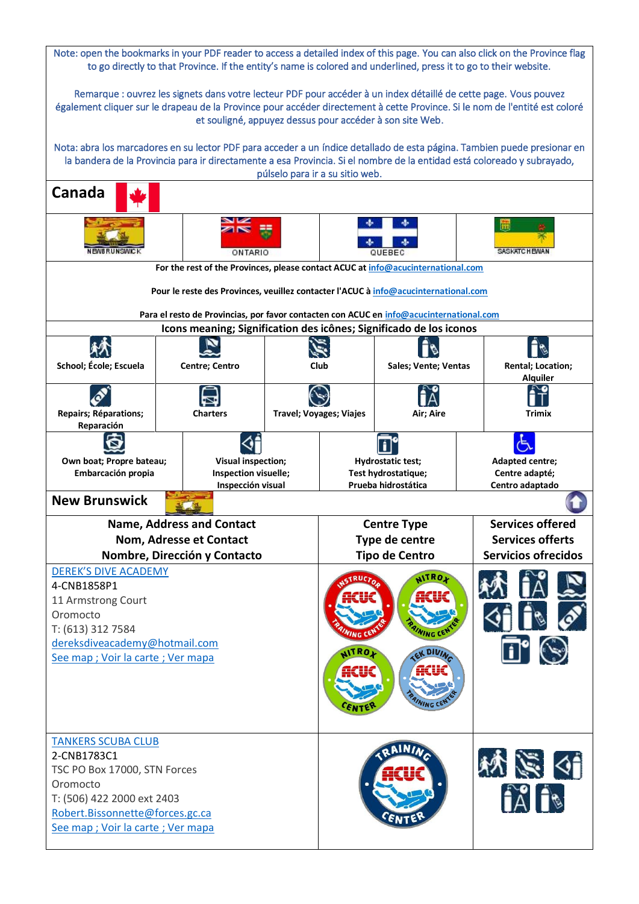Note: open the bookmarks in your PDF reader to access a detailed index of this page. You can also click on the Province flag to go directly to that Province. If the entity's name is colored and underlined, press it to go to their website.

Remarque : ouvrez les signets dans votre lecteur PDF pour accéder à un index détaillé de cette page. Vous pouvez également cliquer sur le drapeau de la Province pour accéder directement à cette Province. Si le nom de l'entité est coloré et souligné, appuyez dessus pour accéder à son site Web.

Nota: abra los marcadores en su lector PDF para acceder a un índice detallado de esta página. Tambien puede presionar en la bandera de la Provincia para ir directamente a esa Provincia. Si el nombre de la entidad está coloreado y subrayado, púlselo para ir a su sitio web.

# Canada

| NEW BRUNSWICK | ONTARIO | QUEBEC | SASKATCHEWAN |
|---|---|---|---|

**For the rest of the Provinces, please contact ACUC at info@acucinternational.com**

**Pour le reste des Provinces, veuillez contacter l'ACUC à info@acucinternational.com**

**Para el resto de Provincias, por favor contacten con ACUC en info@acucinternational.com**

## Icons meaning; Signification des icônes; Significado de los iconos

| | | | | |
|---|---|---|---|---|
| **School; École; Escuela** | **Centre; Centro** | **Club** | **Sales; Vente; Ventas** | **Rental; Location; Alquiler** |
| **Repairs; Réparations; Reparación** | **Charters** | **Travel; Voyages; Viajes** | **Air; Aire** | **Trimix** |
| **Own boat; Propre bateau; Embarcación propia** | **Visual inspection; Inspection visuelle; Inspección visual** | **Hydrostatic test; Test hydrostatique; Prueba hidrostática** | **Adapted centre; Centre adapté; Centro adaptado** | |

## New Brunswick

| Name, Address and Contact<br>Nom, Adresse et Contact<br>Nombre, Dirección y Contacto | Centre Type<br>Type de centre<br>Tipo de Centro | Services offered<br>Services offerts<br>Servicios ofrecidos |
|---|---|---|
| DEREK'S DIVE ACADEMY<br>4-CNB1858P1<br>11 Armstrong Court<br>Oromocto<br>T: (613) 312 7584<br>dereksdiveacademy@hotmail.com<br>See map ; Voir la carte ; Ver mapa | Instructor Training Center; Nitrox Training Center; Nitrox Center; Tek Diving Training Center | School; Air; Centre; Visual inspection; Rental; Repairs; Hydrostatic test; Travel |
| TANKERS SCUBA CLUB<br>2-CNB1783C1<br>TSC PO Box 17000, STN Forces<br>Oromocto<br>T: (506) 422 2000 ext 2403<br>Robert.Bissonnette@forces.gc.ca<br>See map ; Voir la carte ; Ver mapa | Training Center | School; Club; Visual inspection; Air; Rental |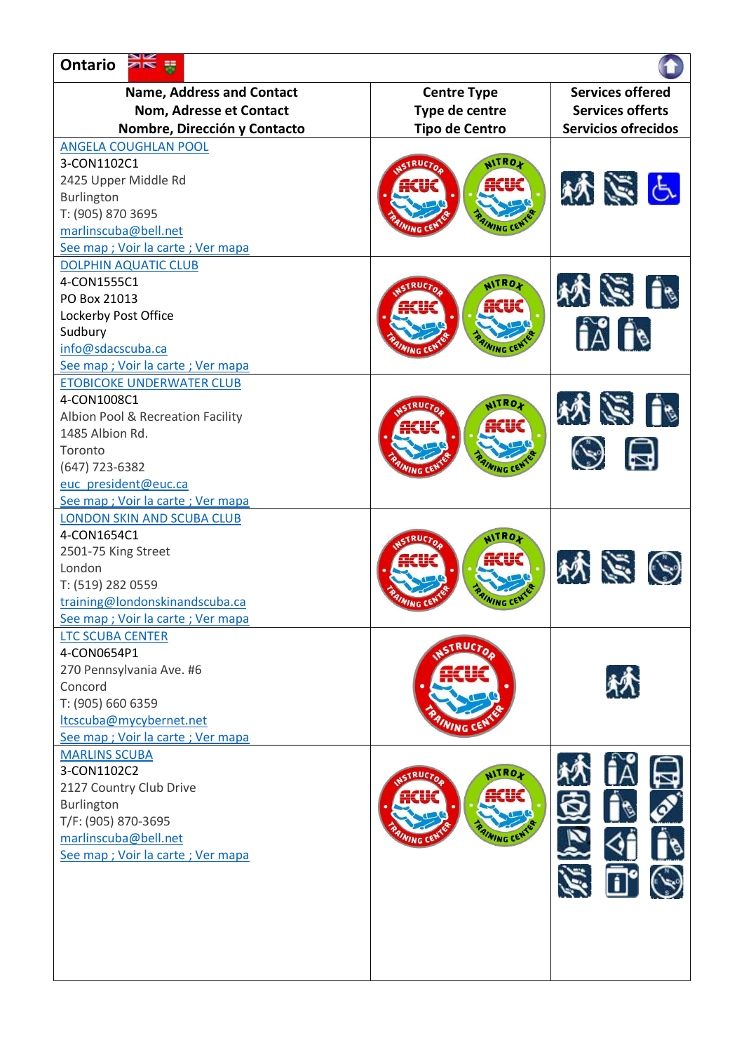## Ontario

| Name, Address and Contact<br>Nom, Adresse et Contact<br>Nombre, Dirección y Contacto | Centre Type<br>Type de centre<br>Tipo de Centro | Services offered<br>Services offerts<br>Servicios ofrecidos |
|---|---|---|
| ANGELA COUGHLAN POOL<br>3-CON1102C1<br>2425 Upper Middle Rd<br>Burlington<br>T: (905) 870 3695<br>marlinscuba@bell.net<br>See map ; Voir la carte ; Ver mapa | INSTRUCTOR ACUC TRAINING CENTER; NITROX ACUC TRAINING CENTER | |
| DOLPHIN AQUATIC CLUB<br>4-CON1555C1<br>PO Box 21013<br>Lockerby Post Office<br>Sudbury<br>info@sdacscuba.ca<br>See map ; Voir la carte ; Ver mapa | INSTRUCTOR ACUC TRAINING CENTER; NITROX ACUC TRAINING CENTER | |
| ETOBICOKE UNDERWATER CLUB<br>4-CON1008C1<br>Albion Pool & Recreation Facility<br>1485 Albion Rd.<br>Toronto<br>(647) 723-6382<br>euc_president@euc.ca<br>See map ; Voir la carte ; Ver mapa | INSTRUCTOR ACUC TRAINING CENTER; NITROX ACUC TRAINING CENTER | |
| LONDON SKIN AND SCUBA CLUB<br>4-CON1654C1<br>2501-75 King Street<br>London<br>T: (519) 282 0559<br>training@londonskinandscuba.ca<br>See map ; Voir la carte ; Ver mapa | INSTRUCTOR ACUC TRAINING CENTER; NITROX ACUC TRAINING CENTER | |
| LTC SCUBA CENTER<br>4-CON0654P1<br>270 Pennsylvania Ave. #6<br>Concord<br>T: (905) 660 6359<br>ltcscuba@mycybernet.net<br>See map ; Voir la carte ; Ver mapa | INSTRUCTOR ACUC TRAINING CENTER | |
| MARLINS SCUBA<br>3-CON1102C2<br>2127 Country Club Drive<br>Burlington<br>T/F: (905) 870-3695<br>marlinscuba@bell.net<br>See map ; Voir la carte ; Ver mapa | INSTRUCTOR ACUC TRAINING CENTER; NITROX ACUC TRAINING CENTER | |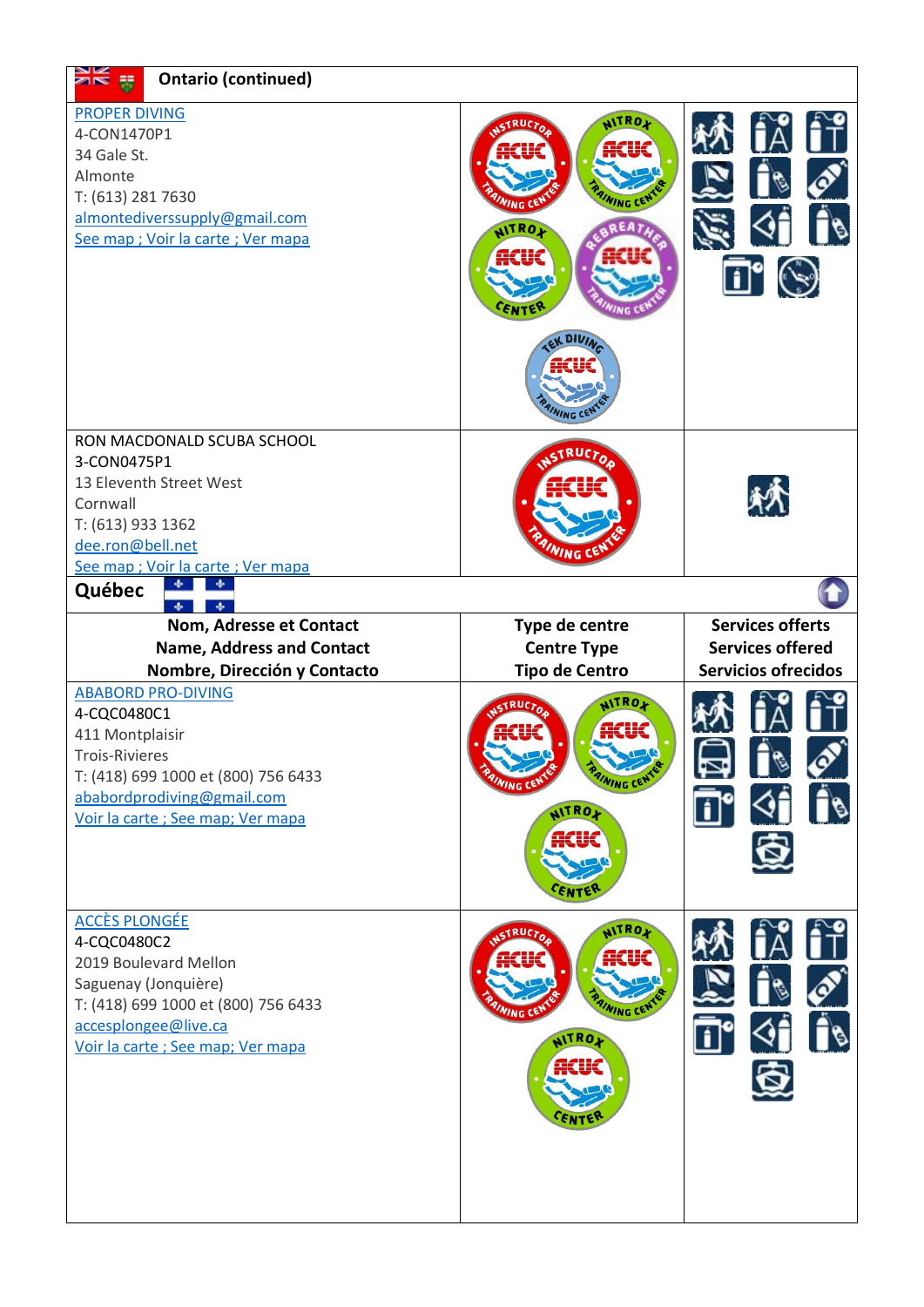## Ontario (continued)

| | | |
|---|---|---|
| PROPER DIVING<br>4-CON1470P1<br>34 Gale St.<br>Almonte<br>T: (613) 281 7630<br>almontediverssupply@gmail.com<br>See map ; Voir la carte ; Ver mapa | INSTRUCTOR ACUC TRAINING CENTER<br>NITROX ACUC TRAINING CENTER<br>NITROX ACUC CENTER<br>REBREATHER ACUC TRAINING CENTER<br>TEK DIVING ACUC TRAINING CENTER | |
| RON MACDONALD SCUBA SCHOOL<br>3-CON0475P1<br>13 Eleventh Street West<br>Cornwall<br>T: (613) 933 1362<br>dee.ron@bell.net<br>See map ; Voir la carte ; Ver mapa | INSTRUCTOR ACUC TRAINING CENTER | |

## Québec

| Nom, Adresse et Contact<br>Name, Address and Contact<br>Nombre, Dirección y Contacto | Type de centre<br>Centre Type<br>Tipo de Centro | Services offerts<br>Services offered<br>Servicios ofrecidos |
|---|---|---|
| ABABORD PRO-DIVING<br>4-CQC0480C1<br>411 Montplaisir<br>Trois-Rivieres<br>T: (418) 699 1000 et (800) 756 6433<br>ababordprodiving@gmail.com<br>Voir la carte ; See map; Ver mapa | INSTRUCTOR ACUC TRAINING CENTER<br>NITROX ACUC TRAINING CENTER<br>NITROX ACUC CENTER | |
| ACCÈS PLONGÉE<br>4-CQC0480C2<br>2019 Boulevard Mellon<br>Saguenay (Jonquière)<br>T: (418) 699 1000 et (800) 756 6433<br>accesplongee@live.ca<br>Voir la carte ; See map; Ver mapa | INSTRUCTOR ACUC TRAINING CENTER<br>NITROX ACUC TRAINING CENTER<br>NITROX ACUC CENTER | |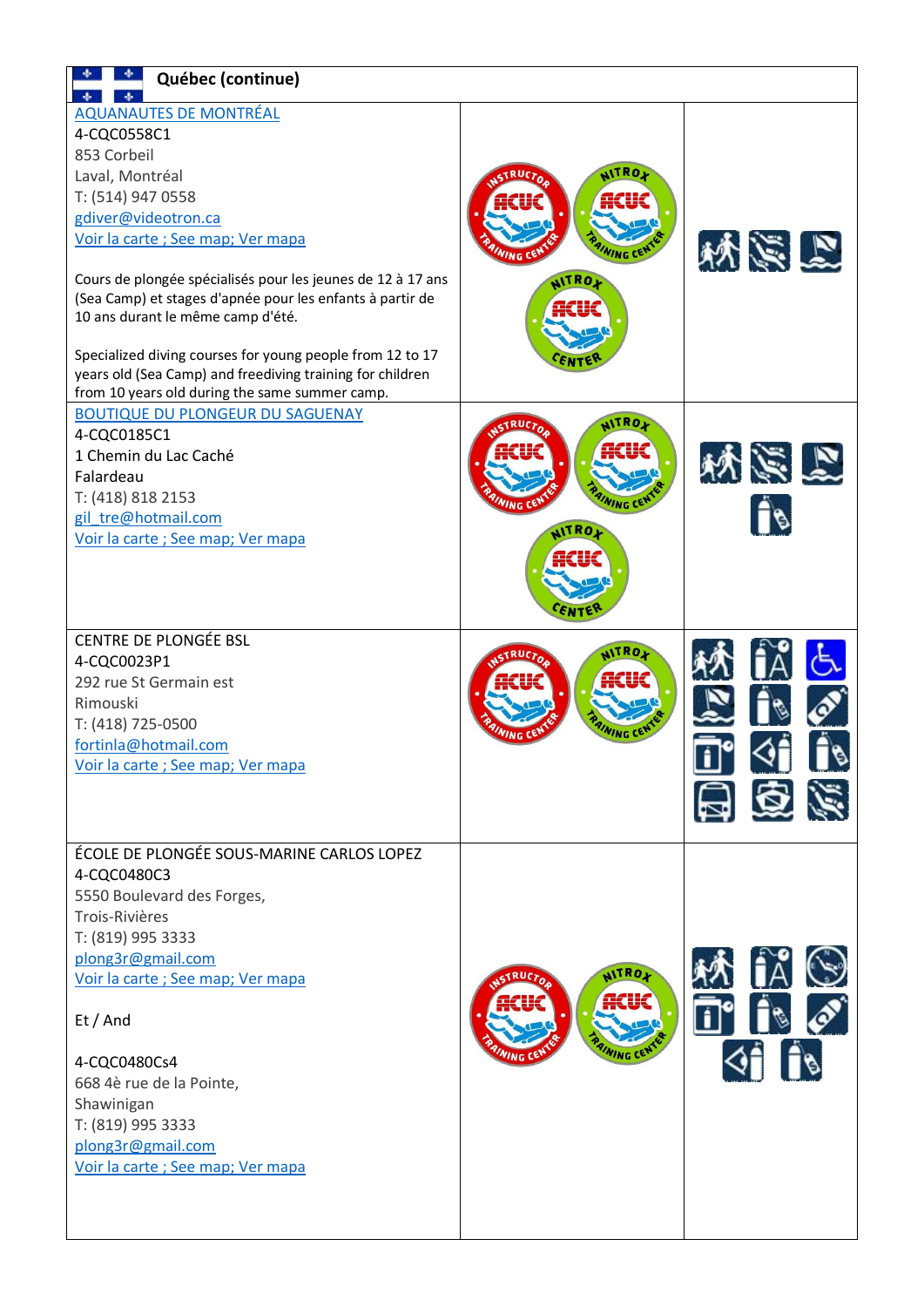## Québec (continue)

| | | |
|---|---|---|
| AQUANAUTES DE MONTRÉAL<br>4-CQC0558C1<br>853 Corbeil<br>Laval, Montréal<br>T: (514) 947 0558<br>gdiver@videotron.ca<br>Voir la carte ; See map; Ver mapa<br><br>Cours de plongée spécialisés pour les jeunes de 12 à 17 ans (Sea Camp) et stages d'apnée pour les enfants à partir de 10 ans durant le même camp d'été.<br><br>Specialized diving courses for young people from 12 to 17 years old (Sea Camp) and freediving training for children from 10 years old during the same summer camp. | | |
| BOUTIQUE DU PLONGEUR DU SAGUENAY<br>4-CQC0185C1<br>1 Chemin du Lac Caché<br>Falardeau<br>T: (418) 818 2153<br>gil_tre@hotmail.com<br>Voir la carte ; See map; Ver mapa | | |
| CENTRE DE PLONGÉE BSL<br>4-CQC0023P1<br>292 rue St Germain est<br>Rimouski<br>T: (418) 725-0500<br>fortinla@hotmail.com<br>Voir la carte ; See map; Ver mapa | | |
| ÉCOLE DE PLONGÉE SOUS-MARINE CARLOS LOPEZ<br>4-CQC0480C3<br>5550 Boulevard des Forges,<br>Trois-Rivières<br>T: (819) 995 3333<br>plong3r@gmail.com<br>Voir la carte ; See map; Ver mapa<br><br>Et / And<br><br>4-CQC0480Cs4<br>668 4è rue de la Pointe,<br>Shawinigan<br>T: (819) 995 3333<br>plong3r@gmail.com<br>Voir la carte ; See map; Ver mapa | | |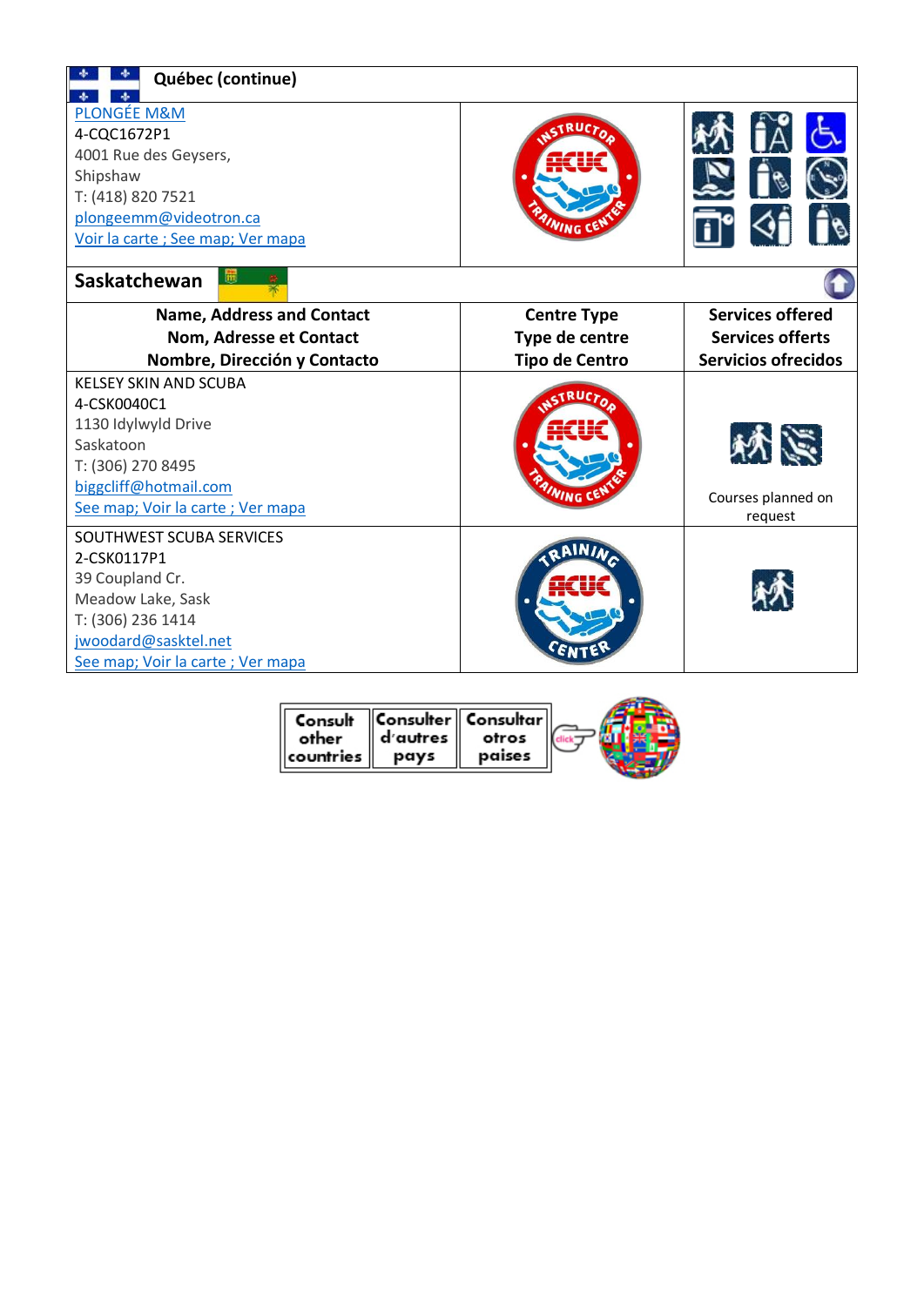| **Québec (continue)** | | |
|---|---|---|
| PLONGÉE M&M<br>4-CQC1672P1<br>4001 Rue des Geysers,<br>Shipshaw<br>T: (418) 820 7521<br>plongeemm@videotron.ca<br>Voir la carte ; See map; Ver mapa | INSTRUCTOR ACUC TRAINING CENTER | |

## Saskatchewan

| Name, Address and Contact<br>Nom, Adresse et Contact<br>Nombre, Dirección y Contacto | Centre Type<br>Type de centre<br>Tipo de Centro | Services offered<br>Services offerts<br>Servicios ofrecidos |
|---|---|---|
| KELSEY SKIN AND SCUBA<br>4-CSK0040C1<br>1130 Idylwyld Drive<br>Saskatoon<br>T: (306) 270 8495<br>biggcliff@hotmail.com<br>See map; Voir la carte ; Ver mapa | INSTRUCTOR ACUC TRAINING CENTER | Courses planned on request |
| SOUTHWEST SCUBA SERVICES<br>2-CSK0117P1<br>39 Coupland Cr.<br>Meadow Lake, Sask<br>T: (306) 236 1414<br>jwoodard@sasktel.net<br>See map; Voir la carte ; Ver mapa | TRAINING ACUC CENTER | |

| Consult other countries | Consulter d'autres pays | Consultar otros paises |
|---|---|---|